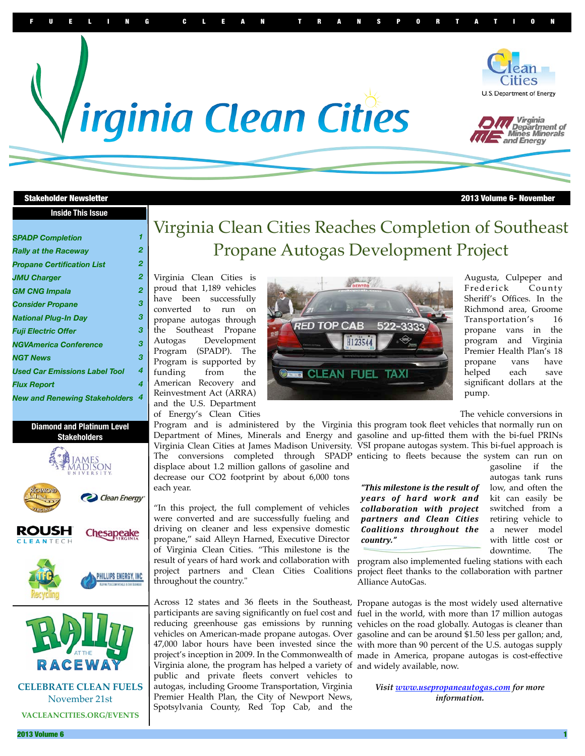FUELING CLEAN TRANSPORTATION

# Virginia Clean Cities

Stakeholder Newsletter — 2013 Volume 6- November

## Inside This Issue

| | |
|---|---|
| SPADP Completion | 1 |
| Rally at the Raceway | 2 |
| Propane Certification List | 2 |
| JMU Charger | 2 |
| GM CNG Impala | 2 |
| Consider Propane | 3 |
| National Plug-In Day | 3 |
| Fuji Electric Offer | 3 |
| NGVAmerica Conference | 3 |
| NGT News | 3 |
| Used Car Emissions Label Tool | 4 |
| Flux Report | 4 |
| New and Renewing Stakeholders | 4 |

## Diamond and Platinum Level Stakeholders

James Madison University, Richmond Virginia, Clean Energy, Roush CleanTech, Chesapeake Virginia, TFC Recycling, Phillips Energy, Inc.

**Rally at the Raceway**

**CELEBRATE CLEAN FUELS**

November 21st

**VACLEANCITIES.ORG/EVENTS**

# Virginia Clean Cities Reaches Completion of Southeast Propane Autogas Development Project

Virginia Clean Cities is proud that 1,189 vehicles have been successfully converted to run on propane autogas through the Southeast Propane Autogas Development Program (SPADP). The Program is supported by funding from the American Recovery and Reinvestment Act (ARRA) and the U.S. Department of Energy's Clean Cities Program and is administered by the Virginia Department of Mines, Minerals and Energy and Virginia Clean Cities at James Madison University. The conversions completed through SPADP displace about 1.2 million gallons of gasoline and decrease our $CO_2$ footprint by about 6,000 tons each year.

"In this project, the full complement of vehicles were converted and are successfully fueling and driving on cleaner and less expensive domestic propane," said Alleyn Harned, Executive Director of Virginia Clean Cities. "This milestone is the result of years of hard work and collaboration with project partners and Clean Cities Coalitions throughout the country."

Across 12 states and 36 fleets in the Southeast, participants are saving significantly on fuel cost and reducing greenhouse gas emissions by running vehicles on American-made propane autogas. Over 47,000 labor hours have been invested since the project's inception in 2009. In the Commonwealth of Virginia alone, the program has helped a variety of public and private fleets convert vehicles to autogas, including Groome Transportation, Virginia Premier Health Plan, the City of Newport News, Spotsylvania County, Red Top Cab, and the Augusta, Culpeper and Frederick County Sheriff's Offices. In the Richmond area, Groome Transportation's 16 propane vans in the program and Virginia Premier Health Plan's 18 propane vans have helped each save significant dollars at the pump.

The vehicle conversions in this program took fleet vehicles that normally run on gasoline and up-fitted them with the bi-fuel PRINs VSI propane autogas system. This bi-fuel approach is enticing to fleets because the system can run on gasoline if the autogas tank runs low, and often the kit can easily be switched from a retiring vehicle to a newer model with little cost or downtime. The program also implemented fueling stations with each project fleet thanks to the collaboration with partner Alliance AutoGas.

> ***"This milestone is the result of years of hard work and collaboration with project partners and Clean Cities Coalitions throughout the country."***

Propane autogas is the most widely used alternative fuel in the world, with more than 17 million autogas vehicles on the road globally. Autogas is cleaner than gasoline and can be around $1.50 less per gallon; and, with more than 90 percent of the U.S. autogas supply made in America, propane autogas is cost-effective and widely available, now.

*Visit www.usepropaneautogas.com for more information.*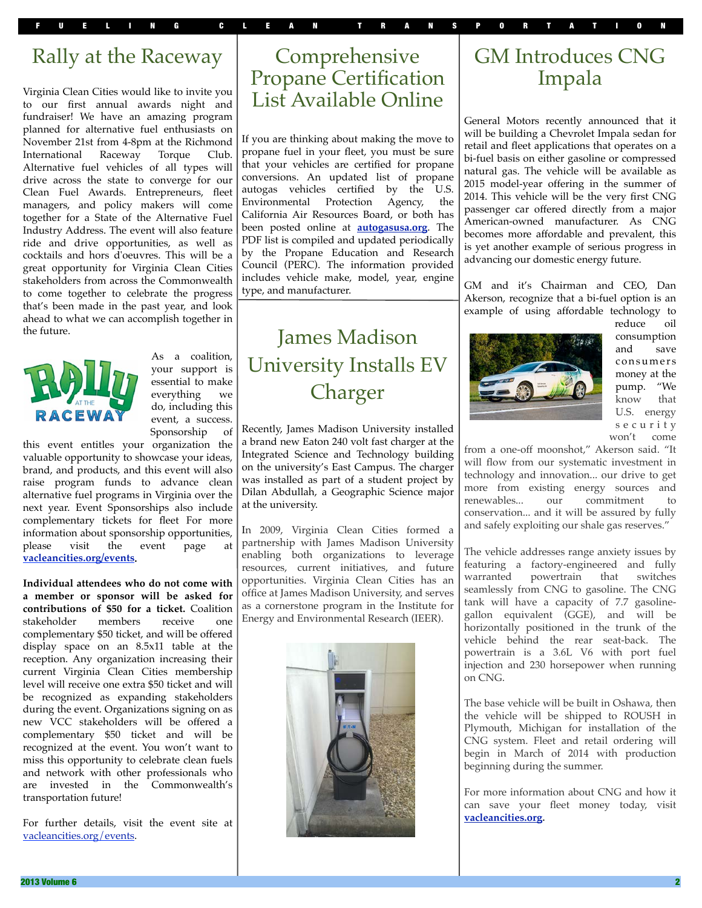# Rally at the Raceway

Virginia Clean Cities would like to invite you to our first annual awards night and fundraiser! We have an amazing program planned for alternative fuel enthusiasts on November 21st from 4-8pm at the Richmond International Raceway Torque Club. Alternative fuel vehicles of all types will drive across the state to converge for our Clean Fuel Awards. Entrepreneurs, fleet managers, and policy makers will come together for a State of the Alternative Fuel Industry Address. The event will also feature ride and drive opportunities, as well as cocktails and hors d'oeuvres. This will be a great opportunity for Virginia Clean Cities stakeholders from across the Commonwealth to come together to celebrate the progress that's been made in the past year, and look ahead to what we can accomplish together in the future.

As a coalition, your support is essential to make everything we do, including this event, a success. Sponsorship of this event entitles your organization the valuable opportunity to showcase your ideas, brand, and products, and this event will also raise program funds to advance clean alternative fuel programs in Virginia over the next year. Event Sponsorships also include complementary tickets for fleet For more information about sponsorship opportunities, please visit the event page at **vacleancities.org/events.**

**Individual attendees who do not come with a member or sponsor will be asked for contributions of $50 for a ticket.** Coalition stakeholder members receive one complementary $50 ticket, and will be offered display space on an 8.5x11 table at the reception. Any organization increasing their current Virginia Clean Cities membership level will receive one extra $50 ticket and will be recognized as expanding stakeholders during the event. Organizations signing on as new VCC stakeholders will be offered a complementary $50 ticket and will be recognized at the event. You won't want to miss this opportunity to celebrate clean fuels and network with other professionals who are invested in the Commonwealth's transportation future!

For further details, visit the event site at vacleancities.org/events.

# Comprehensive Propane Certification List Available Online

If you are thinking about making the move to propane fuel in your fleet, you must be sure that your vehicles are certified for propane conversions. An updated list of propane autogas vehicles certified by the U.S. Environmental Protection Agency, the California Air Resources Board, or both has been posted online at **autogasusa.org**. The PDF list is compiled and updated periodically by the Propane Education and Research Council (PERC). The information provided includes vehicle make, model, year, engine type, and manufacturer.

# James Madison University Installs EV Charger

Recently, James Madison University installed a brand new Eaton 240 volt fast charger at the Integrated Science and Technology building on the university's East Campus. The charger was installed as part of a student project by Dilan Abdullah, a Geographic Science major at the university.

In 2009, Virginia Clean Cities formed a partnership with James Madison University enabling both organizations to leverage resources, current initiatives, and future opportunities. Virginia Clean Cities has an office at James Madison University, and serves as a cornerstone program in the Institute for Energy and Environmental Research (IEER).

# GM Introduces CNG Impala

General Motors recently announced that it will be building a Chevrolet Impala sedan for retail and fleet applications that operates on a bi-fuel basis on either gasoline or compressed natural gas. The vehicle will be available as 2015 model-year offering in the summer of 2014. This vehicle will be the very first CNG passenger car offered directly from a major American-owned manufacturer. As CNG becomes more affordable and prevalent, this is yet another example of serious progress in advancing our domestic energy future.

GM and it's Chairman and CEO, Dan Akerson, recognize that a bi-fuel option is an example of using affordable technology to reduce oil consumption and save consumers money at the pump. "We know that U.S. energy security won't come from a one-off moonshot," Akerson said. "It will flow from our systematic investment in technology and innovation... our drive to get more from existing energy sources and renewables... our commitment to conservation... and it will be assured by fully and safely exploiting our shale gas reserves."

The vehicle addresses range anxiety issues by featuring a factory-engineered and fully warranted powertrain that switches seamlessly from CNG to gasoline. The CNG tank will have a capacity of 7.7 gasoline-gallon equivalent (GGE), and will be horizontally positioned in the trunk of the vehicle behind the rear seat-back. The powertrain is a 3.6L V6 with port fuel injection and 230 horsepower when running on CNG.

The base vehicle will be built in Oshawa, then the vehicle will be shipped to ROUSH in Plymouth, Michigan for installation of the CNG system. Fleet and retail ordering will begin in March of 2014 with production beginning during the summer.

For more information about CNG and how it can save your fleet money today, visit **vacleancities.org.**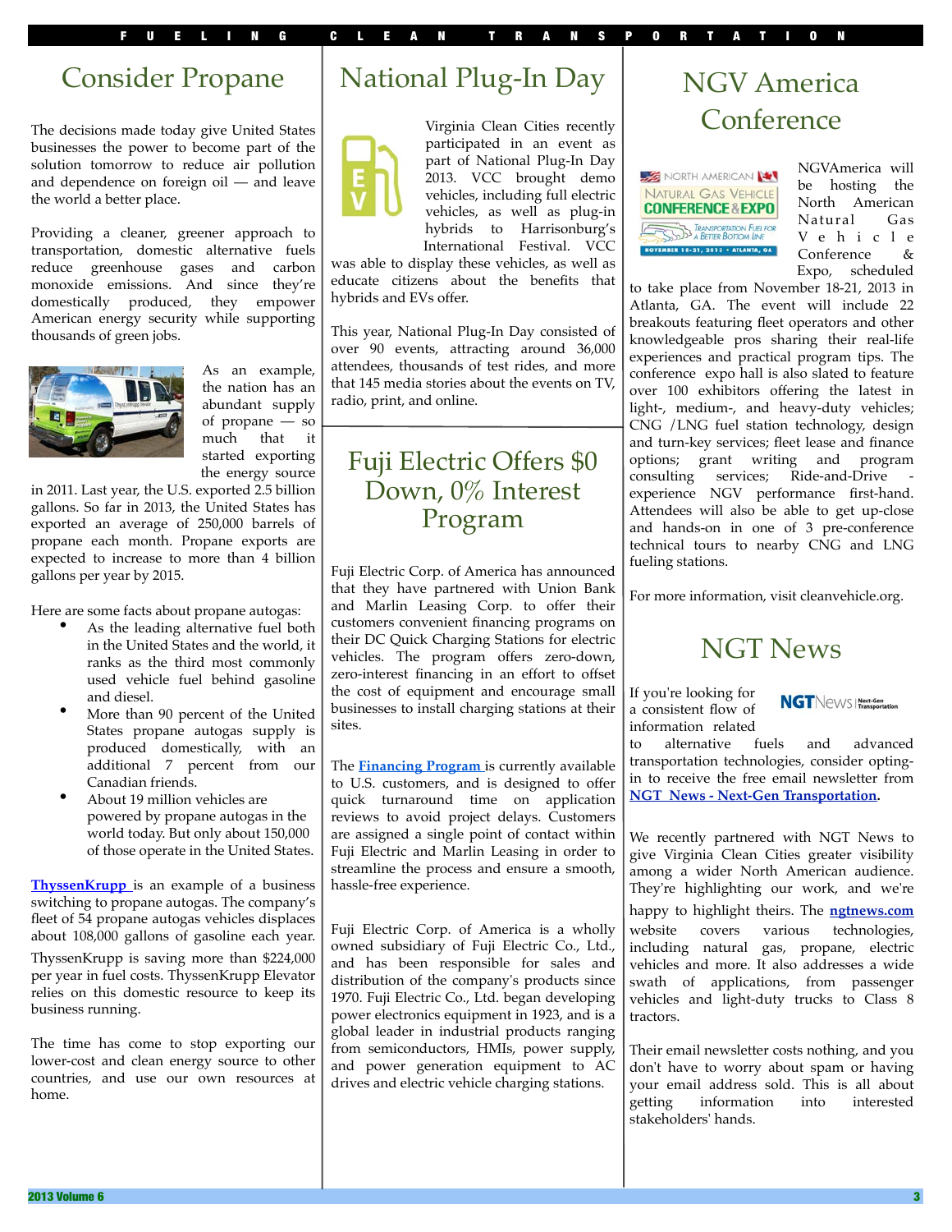## Consider Propane

The decisions made today give United States businesses the power to become part of the solution tomorrow to reduce air pollution and dependence on foreign oil — and leave the world a better place.

Providing a cleaner, greener approach to transportation, domestic alternative fuels reduce greenhouse gases and carbon monoxide emissions. And since they're domestically produced, they empower American energy security while supporting thousands of green jobs.

As an example, the nation has an abundant supply of propane — so much that it started exporting the energy source in 2011. Last year, the U.S. exported 2.5 billion gallons. So far in 2013, the United States has exported an average of 250,000 barrels of propane each month. Propane exports are expected to increase to more than 4 billion gallons per year by 2015.

Here are some facts about propane autogas:

- As the leading alternative fuel both in the United States and the world, it ranks as the third most commonly used vehicle fuel behind gasoline and diesel.
- More than 90 percent of the United States propane autogas supply is produced domestically, with an additional 7 percent from our Canadian friends.
- About 19 million vehicles are powered by propane autogas in the world today. But only about 150,000 of those operate in the United States.

**ThyssenKrupp** is an example of a business switching to propane autogas. The company's fleet of 54 propane autogas vehicles displaces about 108,000 gallons of gasoline each year. ThyssenKrupp is saving more than $224,000 per year in fuel costs. ThyssenKrupp Elevator relies on this domestic resource to keep its business running.

The time has come to stop exporting our lower-cost and clean energy source to other countries, and use our own resources at home.

## National Plug-In Day

Virginia Clean Cities recently participated in an event as part of National Plug-In Day 2013. VCC brought demo vehicles, including full electric vehicles, as well as plug-in hybrids to Harrisonburg's International Festival. VCC was able to display these vehicles, as well as educate citizens about the benefits that hybrids and EVs offer.

This year, National Plug-In Day consisted of over 90 events, attracting around 36,000 attendees, thousands of test rides, and more that 145 media stories about the events on TV, radio, print, and online.

## Fuji Electric Offers $0 Down, 0% Interest Program

Fuji Electric Corp. of America has announced that they have partnered with Union Bank and Marlin Leasing Corp. to offer their customers convenient financing programs on their DC Quick Charging Stations for electric vehicles. The program offers zero-down, zero-interest financing in an effort to offset the cost of equipment and encourage small businesses to install charging stations at their sites.

The **Financing Program** is currently available to U.S. customers, and is designed to offer quick turnaround time on application reviews to avoid project delays. Customers are assigned a single point of contact within Fuji Electric and Marlin Leasing in order to streamline the process and ensure a smooth, hassle-free experience.

Fuji Electric Corp. of America is a wholly owned subsidiary of Fuji Electric Co., Ltd., and has been responsible for sales and distribution of the company's products since 1970. Fuji Electric Co., Ltd. began developing power electronics equipment in 1923, and is a global leader in industrial products ranging from semiconductors, HMIs, power supply, and power generation equipment to AC drives and electric vehicle charging stations.

## NGV America Conference

NGVAmerica will be hosting the North American Natural Gas Vehicle Conference & Expo, scheduled to take place from November 18-21, 2013 in Atlanta, GA. The event will include 22 breakouts featuring fleet operators and other knowledgeable pros sharing their real-life experiences and practical program tips. The conference expo hall is also slated to feature over 100 exhibitors offering the latest in light-, medium-, and heavy-duty vehicles; CNG /LNG fuel station technology, design and turn-key services; fleet lease and finance options; grant writing and program consulting services; Ride-and-Drive - experience NGV performance first-hand. Attendees will also be able to get up-close and hands-on in one of 3 pre-conference technical tours to nearby CNG and LNG fueling stations.

For more information, visit cleanvehicle.org.

## NGT News

If you're looking for a consistent flow of information related to alternative fuels and advanced transportation technologies, consider opting-in to receive the free email newsletter from **NGT News - Next-Gen Transportation**.

We recently partnered with NGT News to give Virginia Clean Cities greater visibility among a wider North American audience. They're highlighting our work, and we're happy to highlight theirs. The **ngtnews.com** website covers various technologies, including natural gas, propane, electric vehicles and more. It also addresses a wide swath of applications, from passenger vehicles and light-duty trucks to Class 8 tractors.

Their email newsletter costs nothing, and you don't have to worry about spam or having your email address sold. This is all about getting information into interested stakeholders' hands.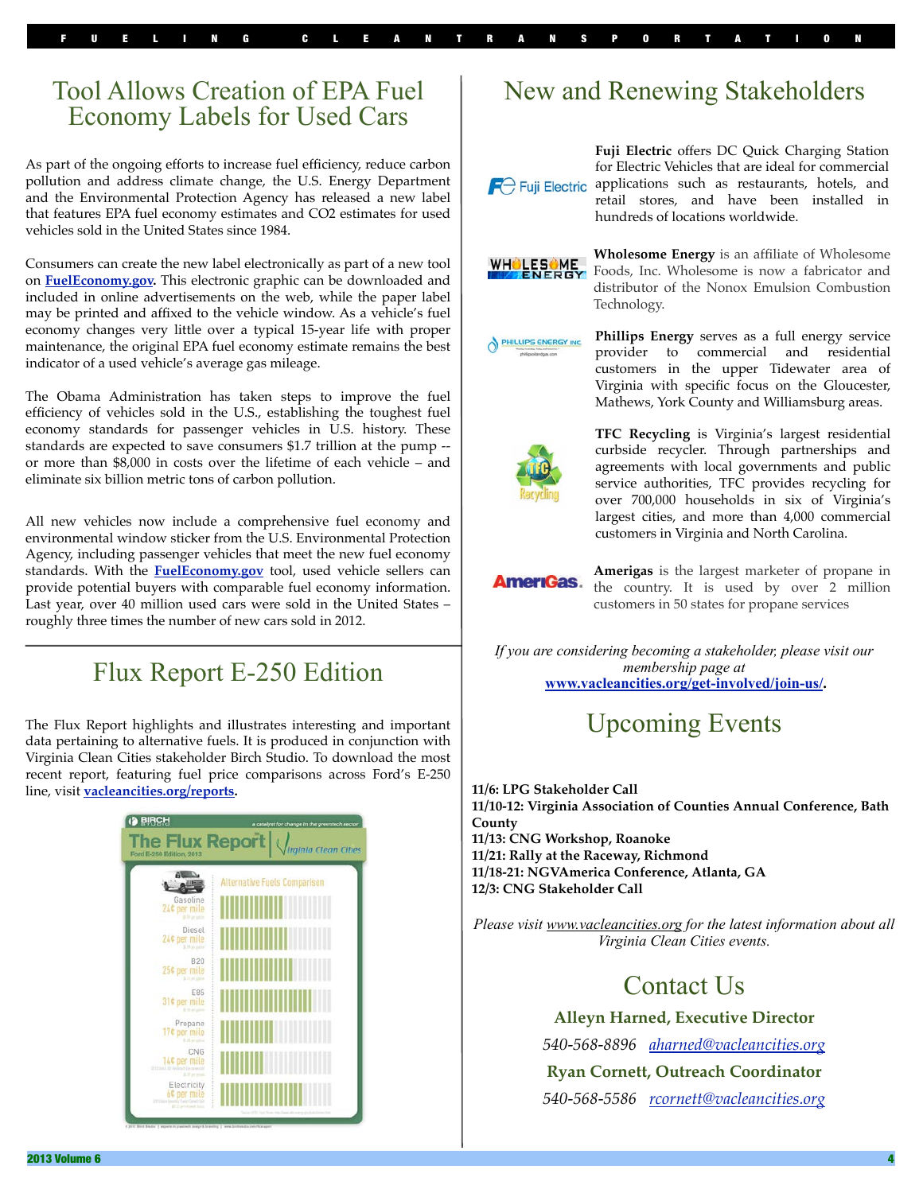# Tool Allows Creation of EPA Fuel Economy Labels for Used Cars

As part of the ongoing efforts to increase fuel efficiency, reduce carbon pollution and address climate change, the U.S. Energy Department and the Environmental Protection Agency has released a new label that features EPA fuel economy estimates and CO2 estimates for used vehicles sold in the United States since 1984.

Consumers can create the new label electronically as part of a new tool on **[FuelEconomy.gov](http://FuelEconomy.gov)**. This electronic graphic can be downloaded and included in online advertisements on the web, while the paper label may be printed and affixed to the vehicle window. As a vehicle's fuel economy changes very little over a typical 15-year life with proper maintenance, the original EPA fuel economy estimate remains the best indicator of a used vehicle's average gas mileage.

The Obama Administration has taken steps to improve the fuel efficiency of vehicles sold in the U.S., establishing the toughest fuel economy standards for passenger vehicles in U.S. history. These standards are expected to save consumers $1.7 trillion at the pump -- or more than $8,000 in costs over the lifetime of each vehicle – and eliminate six billion metric tons of carbon pollution.

All new vehicles now include a comprehensive fuel economy and environmental window sticker from the U.S. Environmental Protection Agency, including passenger vehicles that meet the new fuel economy standards. With the **[FuelEconomy.gov](http://FuelEconomy.gov)** tool, used vehicle sellers can provide potential buyers with comparable fuel economy information. Last year, over 40 million used cars were sold in the United States – roughly three times the number of new cars sold in 2012.

# Flux Report E-250 Edition

The Flux Report highlights and illustrates interesting and important data pertaining to alternative fuels. It is produced in conjunction with Virginia Clean Cities stakeholder Birch Studio. To download the most recent report, featuring fuel price comparisons across Ford's E-250 line, visit **[vacleancities.org/reports](http://vacleancities.org/reports)**.

BIRCH STUDIO — a catalyst for change in the greentech sector
The Flux Report | Virginia Clean Cities
Ford E-250 Edition, 2013
Alternative Fuels Comparison
Gasoline 21¢ per mile
Diesel 24¢ per mile
B20 25¢ per mile
E85 31¢ per mile
Propane 17¢ per mile
CNG 14¢ per mile
Electricity 6¢ per mile

# New and Renewing Stakeholders

**Fuji Electric** offers DC Quick Charging Station for Electric Vehicles that are ideal for commercial applications such as restaurants, hotels, and retail stores, and have been installed in hundreds of locations worldwide.

**Wholesome Energy** is an affiliate of Wholesome Foods, Inc. Wholesome is now a fabricator and distributor of the Nonox Emulsion Combustion Technology.

**Phillips Energy** serves as a full energy service provider to commercial and residential customers in the upper Tidewater area of Virginia with specific focus on the Gloucester, Mathews, York County and Williamsburg areas.

**TFC Recycling** is Virginia's largest residential curbside recycler. Through partnerships and agreements with local governments and public service authorities, TFC provides recycling for over 700,000 households in six of Virginia's largest cities, and more than 4,000 commercial customers in Virginia and North Carolina.

**Amerigas** is the largest marketer of propane in the country. It is used by over 2 million customers in 50 states for propane services

*If you are considering becoming a stakeholder, please visit our membership page at* **[www.vacleancities.org/get-involved/join-us/](http://www.vacleancities.org/get-involved/join-us/)**.

# Upcoming Events

**11/6: LPG Stakeholder Call**
**11/10-12: Virginia Association of Counties Annual Conference, Bath County**
**11/13: CNG Workshop, Roanoke**
**11/21: Rally at the Raceway, Richmond**
**11/18-21: NGVAmerica Conference, Atlanta, GA**
**12/3: CNG Stakeholder Call**

*Please visit [www.vacleancities.org](http://www.vacleancities.org) for the latest information about all Virginia Clean Cities events.*

# Contact Us

**Alleyn Harned, Executive Director**

*540-568-8896 [aharned@vacleancities.org](mailto:aharned@vacleancities.org)*

**Ryan Cornett, Outreach Coordinator**

*540-568-5586 [rcornett@vacleancities.org](mailto:rcornett@vacleancities.org)*